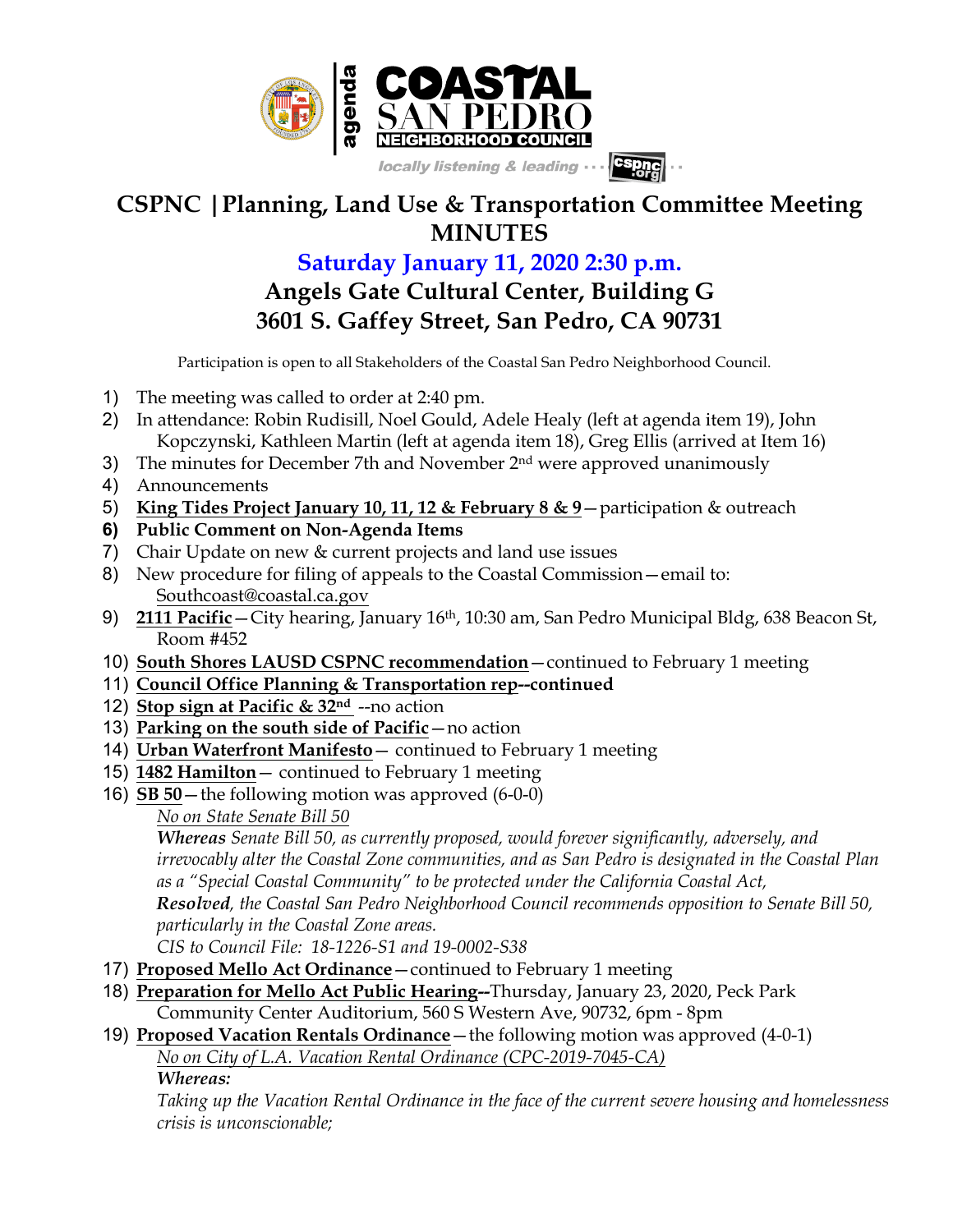agenda **COASTAL SAN PEDRO NEIGHBORHOOD COUNCIL**

*locally listening & leading* ··· cspnc.org

# CSPNC | Planning, Land Use & Transportation Committee Meeting MINUTES

## Saturday January 11, 2020 2:30 p.m.

## Angels Gate Cultural Center, Building G
## 3601 S. Gaffey Street, San Pedro, CA 90731

Participation is open to all Stakeholders of the Coastal San Pedro Neighborhood Council.

1) The meeting was called to order at 2:40 pm.
2) In attendance: Robin Rudisill, Noel Gould, Adele Healy (left at agenda item 19), John Kopczynski, Kathleen Martin (left at agenda item 18), Greg Ellis (arrived at Item 16)
3) The minutes for December 7th and November 2nd were approved unanimously
4) Announcements
5) **King Tides Project January 10, 11, 12 & February 8 & 9**—participation & outreach
6) **Public Comment on Non-Agenda Items**
7) Chair Update on new & current projects and land use issues
8) New procedure for filing of appeals to the Coastal Commission—email to: Southcoast@coastal.ca.gov
9) **2111 Pacific**—City hearing, January 16th, 10:30 am, San Pedro Municipal Bldg, 638 Beacon St, Room #452
10) **South Shores LAUSD CSPNC recommendation**—continued to February 1 meeting
11) **Council Office Planning & Transportation rep--continued**
12) **Stop sign at Pacific & 32nd** --no action
13) **Parking on the south side of Pacific**—no action
14) **Urban Waterfront Manifesto**— continued to February 1 meeting
15) **1482 Hamilton**— continued to February 1 meeting
16) **SB 50**—the following motion was approved (6-0-0)

    *No on State Senate Bill 50*

    ***Whereas*** *Senate Bill 50, as currently proposed, would forever significantly, adversely, and irrevocably alter the Coastal Zone communities, and as San Pedro is designated in the Coastal Plan as a "Special Coastal Community" to be protected under the California Coastal Act,*

    ***Resolved****, the Coastal San Pedro Neighborhood Council recommends opposition to Senate Bill 50, particularly in the Coastal Zone areas.*

    *CIS to Council File: 18-1226-S1 and 19-0002-S38*
17) **Proposed Mello Act Ordinance**—continued to February 1 meeting
18) **Preparation for Mello Act Public Hearing--**Thursday, January 23, 2020, Peck Park Community Center Auditorium, 560 S Western Ave, 90732, 6pm - 8pm
19) **Proposed Vacation Rentals Ordinance**—the following motion was approved (4-0-1)

    *No on City of L.A. Vacation Rental Ordinance (CPC-2019-7045-CA)*

    ***Whereas:***

    *Taking up the Vacation Rental Ordinance in the face of the current severe housing and homelessness crisis is unconscionable;*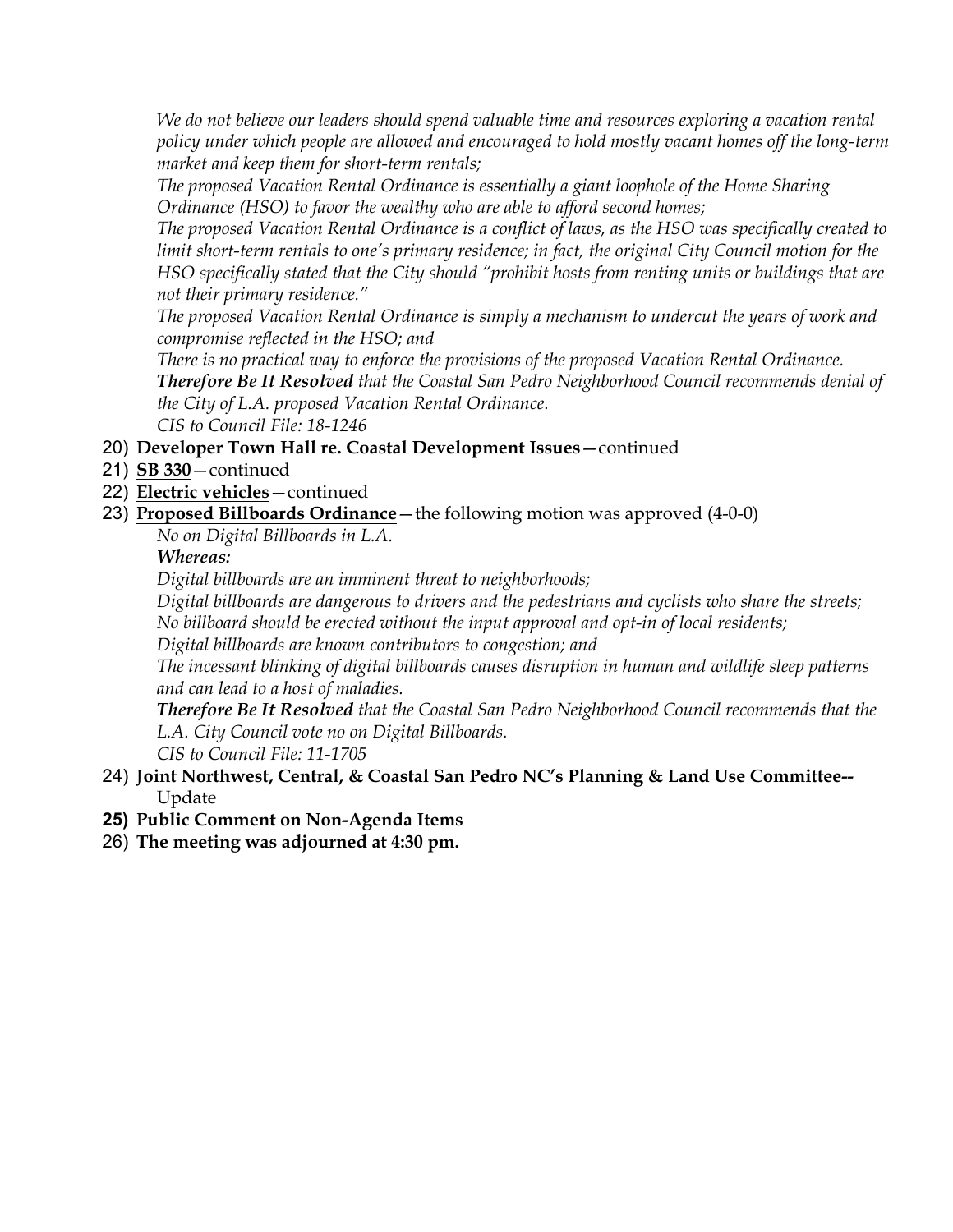*We do not believe our leaders should spend valuable time and resources exploring a vacation rental policy under which people are allowed and encouraged to hold mostly vacant homes off the long-term market and keep them for short-term rentals;*
*The proposed Vacation Rental Ordinance is essentially a giant loophole of the Home Sharing Ordinance (HSO) to favor the wealthy who are able to afford second homes;*
*The proposed Vacation Rental Ordinance is a conflict of laws, as the HSO was specifically created to limit short-term rentals to one's primary residence; in fact, the original City Council motion for the HSO specifically stated that the City should "prohibit hosts from renting units or buildings that are not their primary residence."*
*The proposed Vacation Rental Ordinance is simply a mechanism to undercut the years of work and compromise reflected in the HSO; and*
*There is no practical way to enforce the provisions of the proposed Vacation Rental Ordinance.*
***Therefore Be It Resolved** that the Coastal San Pedro Neighborhood Council recommends denial of the City of L.A. proposed Vacation Rental Ordinance.*
*CIS to Council File: 18-1246*

20) **Developer Town Hall re. Coastal Development Issues**—continued
21) **SB 330**—continued
22) **Electric vehicles**—continued
23) **Proposed Billboards Ordinance**—the following motion was approved (4-0-0)
    *No on Digital Billboards in L.A.*
    ***Whereas:***
    *Digital billboards are an imminent threat to neighborhoods;*
    *Digital billboards are dangerous to drivers and the pedestrians and cyclists who share the streets;*
    *No billboard should be erected without the input approval and opt-in of local residents;*
    *Digital billboards are known contributors to congestion; and*
    *The incessant blinking of digital billboards causes disruption in human and wildlife sleep patterns and can lead to a host of maladies.*
    ***Therefore Be It Resolved** that the Coastal San Pedro Neighborhood Council recommends that the L.A. City Council vote no on Digital Billboards.*
    *CIS to Council File: 11-1705*
24) **Joint Northwest, Central, & Coastal San Pedro NC's Planning & Land Use Committee--** Update
25) **Public Comment on Non-Agenda Items**
26) **The meeting was adjourned at 4:30 pm.**